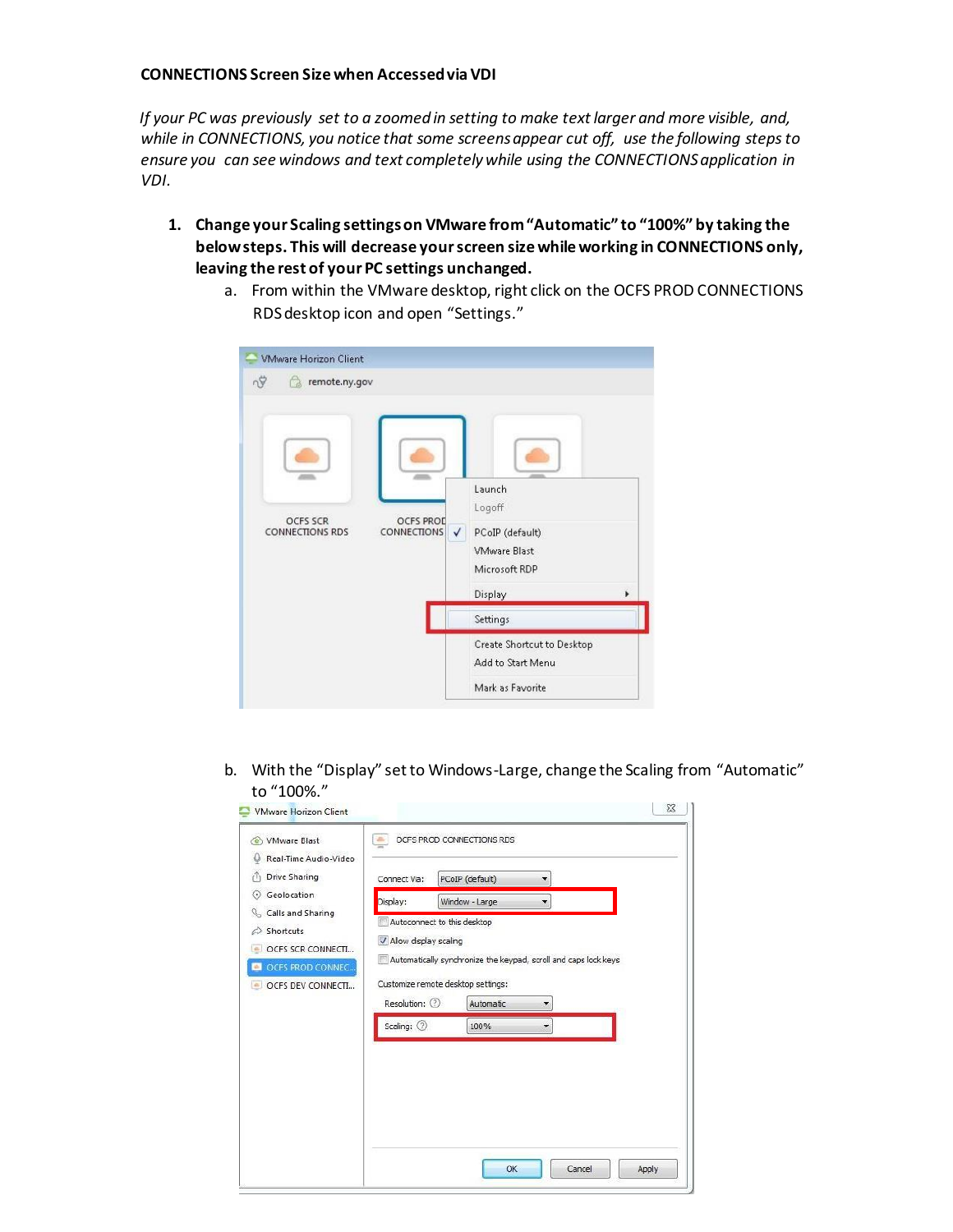**CONNECTIONS Screen Size when Accessed via VDI**

*If your PC was previously set to a zoomed in setting to make text larger and more visible, and, while in CONNECTIONS, you notice that some screens appear cut off, use the following steps to ensure you can see windows and text completely while using the CONNECTIONS application in VDI.*

1. **Change your Scaling settings on VMware from "Automatic" to "100%" by taking the below steps. This will decrease your screen size while working in CONNECTIONS only, leaving the rest of your PC settings unchanged.**
   a. From within the VMware desktop, right click on the OCFS PROD CONNECTIONS RDS desktop icon and open "Settings."

   b. With the "Display" set to Windows-Large, change the Scaling from "Automatic" to "100%."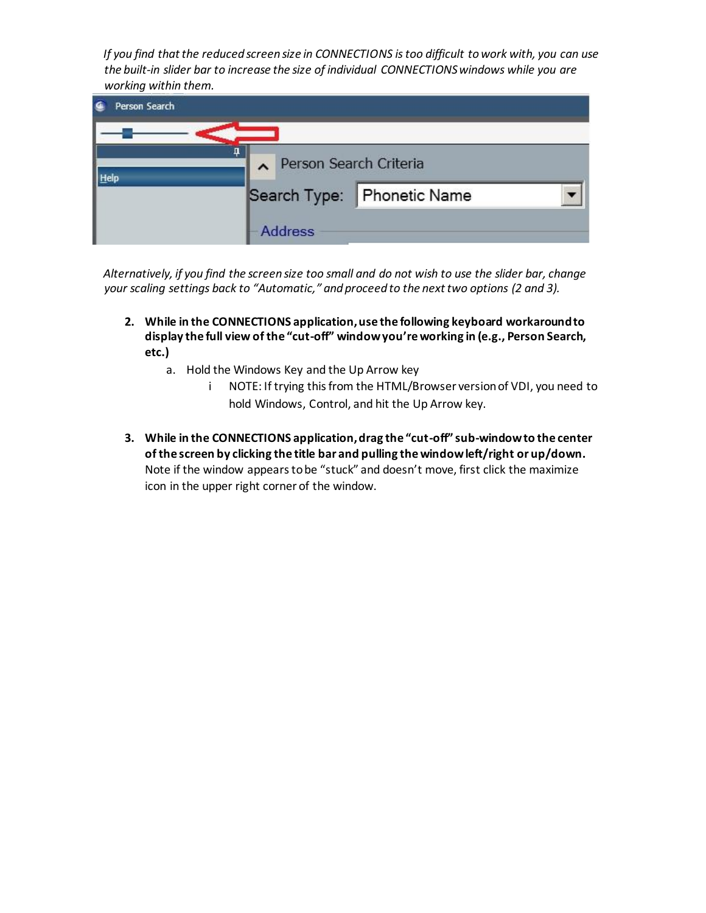*If you find that the reduced screen size in CONNECTIONS is too difficult to work with, you can use the built-in slider bar to increase the size of individual CONNECTIONS windows while you are working within them.*

*Alternatively, if you find the screen size too small and do not wish to use the slider bar, change your scaling settings back to "Automatic," and proceed to the next two options (2 and 3).*

2. **While in the CONNECTIONS application, use the following keyboard workaround to display the full view of the "cut-off" window you're working in (e.g., Person Search, etc.)**
    a. Hold the Windows Key and the Up Arrow key
        i NOTE: If trying this from the HTML/Browser version of VDI, you need to hold Windows, Control, and hit the Up Arrow key.

3. **While in the CONNECTIONS application, drag the "cut-off" sub-window to the center of the screen by clicking the title bar and pulling the window left/right or up/down.** Note if the window appears to be "stuck" and doesn't move, first click the maximize icon in the upper right corner of the window.